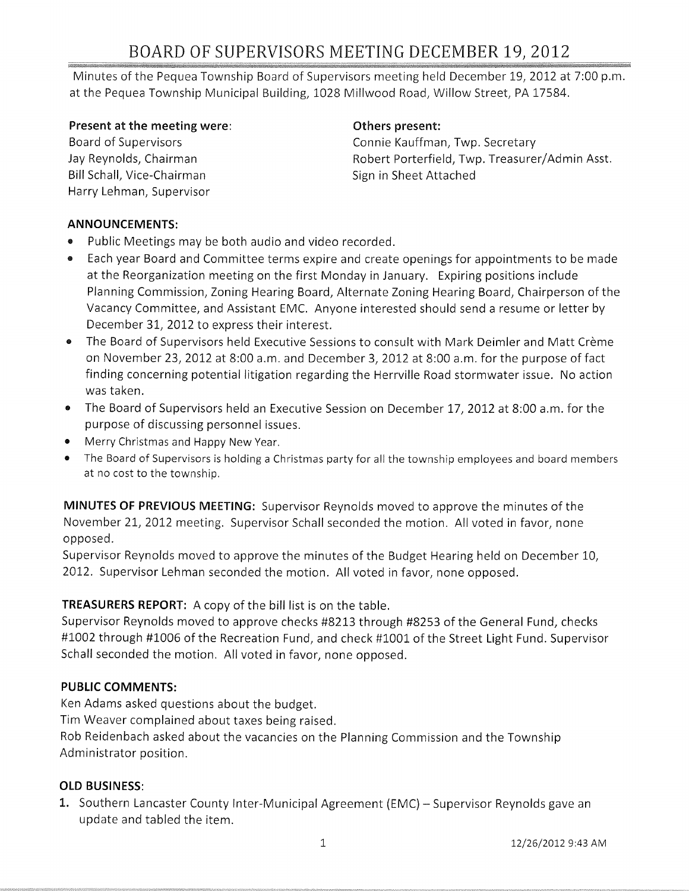// BOARD OF SUPERVISORS MEETING DECEMBER 19, 2012

Minutes of the Pequea Township Board of Supervisors meeting held December 19, 2012 at 7:00 p.m. at the Pequea Township Municipal Building, 1028 Millwood Road, Willow Street, PA 17584.

**Present at the meeting were**:
Board of Supervisors
Jay Reynolds, Chairman
Bill Schall, Vice-Chairman
Harry Lehman, Supervisor

**Others present:**
Connie Kauffman, Twp. Secretary
Robert Porterfield, Twp. Treasurer/Admin Asst.
Sign in Sheet Attached

**ANNOUNCEMENTS:**

- Public Meetings may be both audio and video recorded.
- Each year Board and Committee terms expire and create openings for appointments to be made at the Reorganization meeting on the first Monday in January. Expiring positions include Planning Commission, Zoning Hearing Board, Alternate Zoning Hearing Board, Chairperson of the Vacancy Committee, and Assistant EMC. Anyone interested should send a resume or letter by December 31, 2012 to express their interest.
- The Board of Supervisors held Executive Sessions to consult with Mark Deimler and Matt Crème on November 23, 2012 at 8:00 a.m. and December 3, 2012 at 8:00 a.m. for the purpose of fact finding concerning potential litigation regarding the Herrville Road stormwater issue. No action was taken.
- The Board of Supervisors held an Executive Session on December 17, 2012 at 8:00 a.m. for the purpose of discussing personnel issues.
- Merry Christmas and Happy New Year.
- The Board of Supervisors is holding a Christmas party for all the township employees and board members at no cost to the township.

**MINUTES OF PREVIOUS MEETING:** Supervisor Reynolds moved to approve the minutes of the November 21, 2012 meeting. Supervisor Schall seconded the motion. All voted in favor, none opposed.
Supervisor Reynolds moved to approve the minutes of the Budget Hearing held on December 10, 2012. Supervisor Lehman seconded the motion. All voted in favor, none opposed.

**TREASURERS REPORT:** A copy of the bill list is on the table.
Supervisor Reynolds moved to approve checks #8213 through #8253 of the General Fund, checks #1002 through #1006 of the Recreation Fund, and check #1001 of the Street Light Fund. Supervisor Schall seconded the motion. All voted in favor, none opposed.

**PUBLIC COMMENTS:**
Ken Adams asked questions about the budget.
Tim Weaver complained about taxes being raised.
Rob Reidenbach asked about the vacancies on the Planning Commission and the Township Administrator position.

**OLD BUSINESS:**

1. Southern Lancaster County Inter-Municipal Agreement (EMC) – Supervisor Reynolds gave an update and tabled the item.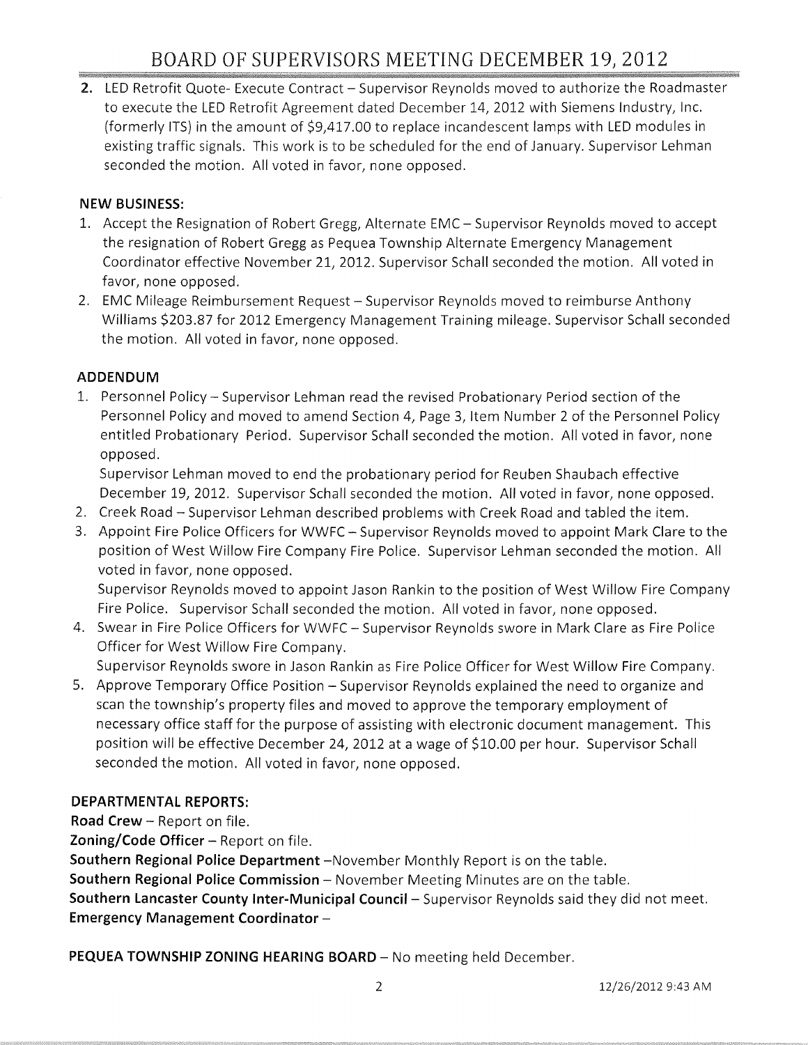2. LED Retrofit Quote- Execute Contract – Supervisor Reynolds moved to authorize the Roadmaster to execute the LED Retrofit Agreement dated December 14, 2012 with Siemens Industry, Inc. (formerly ITS) in the amount of $9,417.00 to replace incandescent lamps with LED modules in existing traffic signals. This work is to be scheduled for the end of January. Supervisor Lehman seconded the motion. All voted in favor, none opposed.

**NEW BUSINESS:**

1. Accept the Resignation of Robert Gregg, Alternate EMC – Supervisor Reynolds moved to accept the resignation of Robert Gregg as Pequea Township Alternate Emergency Management Coordinator effective November 21, 2012. Supervisor Schall seconded the motion. All voted in favor, none opposed.
2. EMC Mileage Reimbursement Request – Supervisor Reynolds moved to reimburse Anthony Williams $203.87 for 2012 Emergency Management Training mileage. Supervisor Schall seconded the motion. All voted in favor, none opposed.

**ADDENDUM**

1. Personnel Policy – Supervisor Lehman read the revised Probationary Period section of the Personnel Policy and moved to amend Section 4, Page 3, Item Number 2 of the Personnel Policy entitled Probationary Period. Supervisor Schall seconded the motion. All voted in favor, none opposed.
   Supervisor Lehman moved to end the probationary period for Reuben Shaubach effective December 19, 2012. Supervisor Schall seconded the motion. All voted in favor, none opposed.
2. Creek Road – Supervisor Lehman described problems with Creek Road and tabled the item.
3. Appoint Fire Police Officers for WWFC – Supervisor Reynolds moved to appoint Mark Clare to the position of West Willow Fire Company Fire Police. Supervisor Lehman seconded the motion. All voted in favor, none opposed.
   Supervisor Reynolds moved to appoint Jason Rankin to the position of West Willow Fire Company Fire Police. Supervisor Schall seconded the motion. All voted in favor, none opposed.
4. Swear in Fire Police Officers for WWFC – Supervisor Reynolds swore in Mark Clare as Fire Police Officer for West Willow Fire Company.
   Supervisor Reynolds swore in Jason Rankin as Fire Police Officer for West Willow Fire Company.
5. Approve Temporary Office Position – Supervisor Reynolds explained the need to organize and scan the township's property files and moved to approve the temporary employment of necessary office staff for the purpose of assisting with electronic document management. This position will be effective December 24, 2012 at a wage of $10.00 per hour. Supervisor Schall seconded the motion. All voted in favor, none opposed.

**DEPARTMENTAL REPORTS:**

**Road Crew** – Report on file.
**Zoning/Code Officer** – Report on file.
**Southern Regional Police Department** –November Monthly Report is on the table.
**Southern Regional Police Commission** – November Meeting Minutes are on the table.
**Southern Lancaster County Inter-Municipal Council** – Supervisor Reynolds said they did not meet.
**Emergency Management Coordinator** –

**PEQUEA TOWNSHIP ZONING HEARING BOARD** – No meeting held December.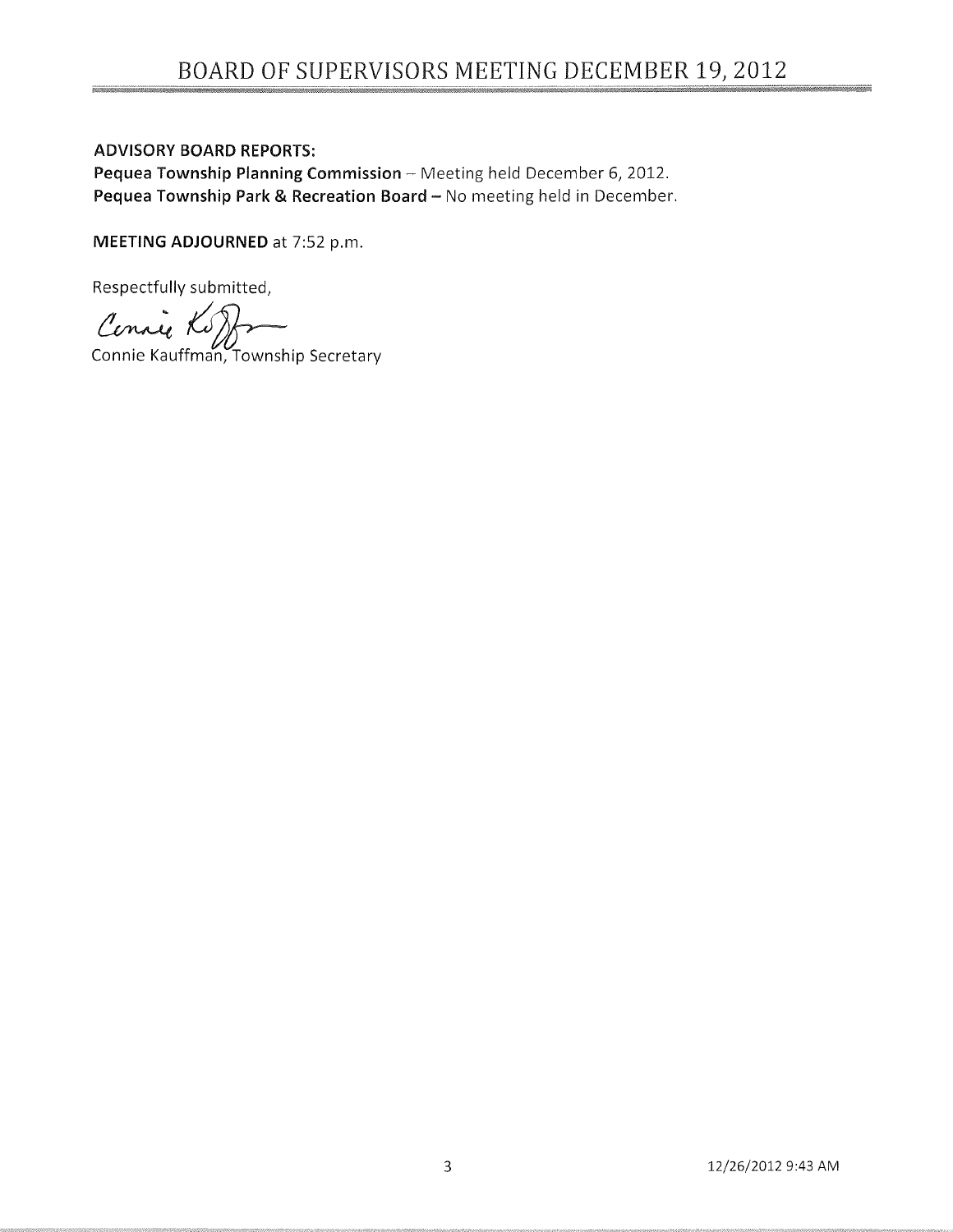**ADVISORY BOARD REPORTS:**
**Pequea Township Planning Commission** – Meeting held December 6, 2012.
**Pequea Township Park & Recreation Board –** No meeting held in December.

**MEETING ADJOURNED** at 7:52 p.m.

Respectfully submitted,

Connie Kauffman, Township Secretary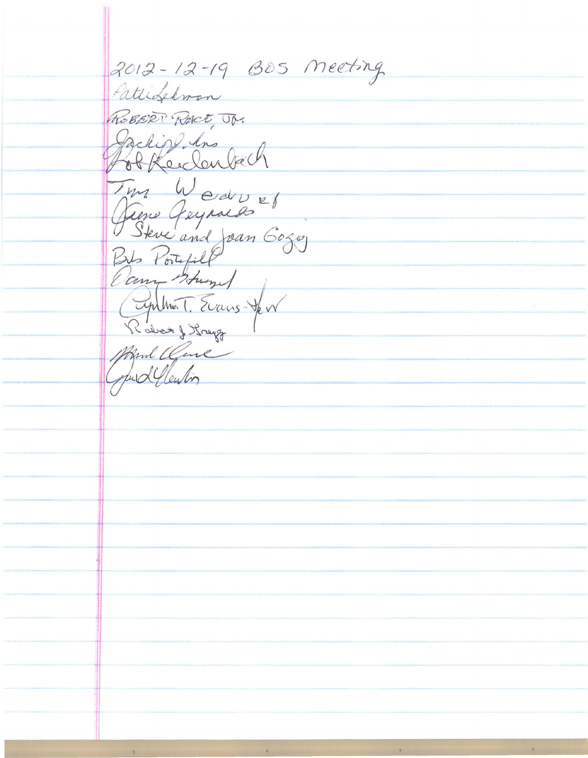2012-12-19 BOS Meeting

Patti Lehman

ROBERT RACE, JR.

Jackie Johns

Bob Kreidenbach

Tim Weaver

Jane Reynolds

Steve and Joan Gozoj

Bob Portfill

Dan Strunk

Cynthia T. Evans-Herr

Robert J Gragg

Mark Clare

Gerald Llewelyn